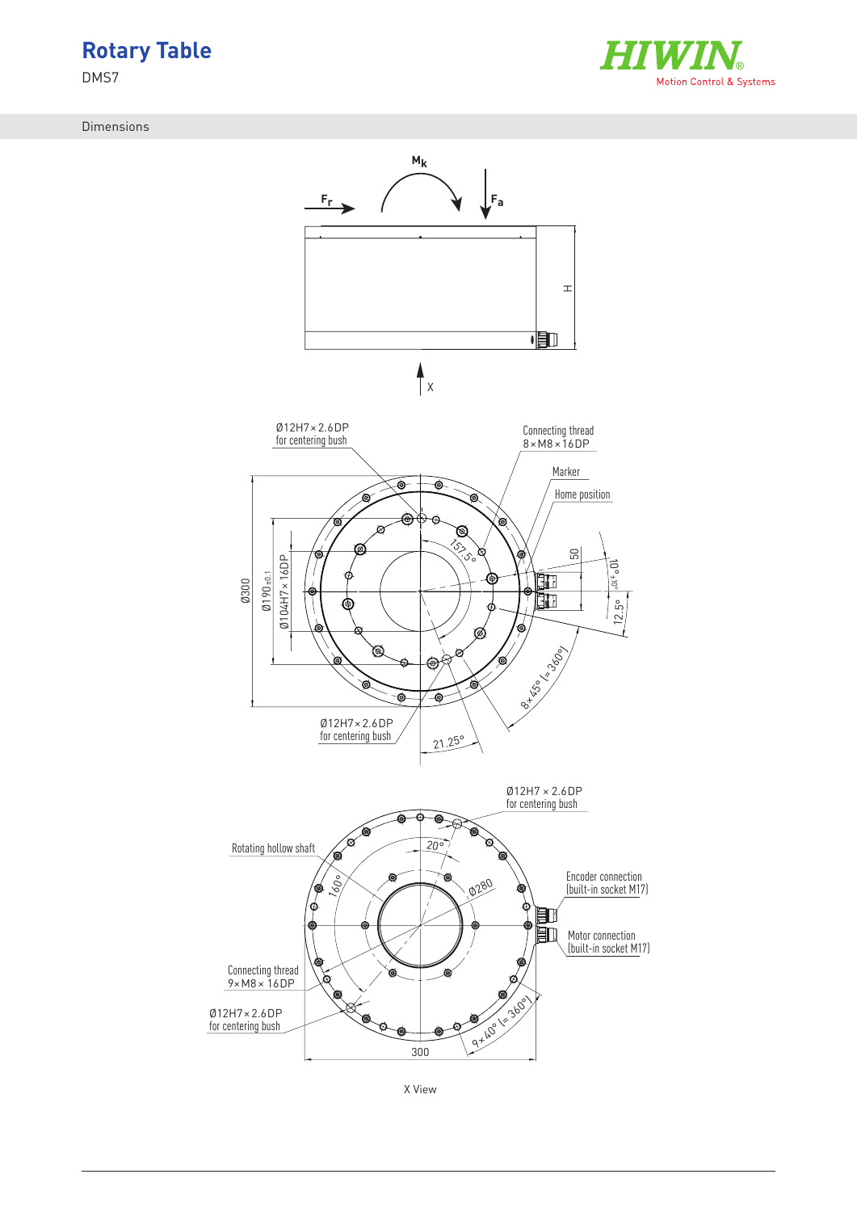# Rotary Table

DMS7

Dimensions

$M_k$

$F_r$

$F_a$

H

X

Ø12H7 × 2.6DP
for centering bush

Connecting thread
8 × M8 × 16DP

Marker

Home position

Ø300

Ø190 ±0.1

Ø104H7 × 16DP

157.5°

50

10° ±10°

12.5°

8 × 45° (= 360°)

Ø12H7 × 2.6DP
for centering bush

21.25°

Ø12H7 × 2.6DP
for centering bush

Rotating hollow shaft

20°

160°

Ø280

Encoder connection
(built-in socket M17)

Motor connection
(built-in socket M17)

Connecting thread
9 × M8 × 16DP

Ø12H7 × 2.6DP
for centering bush

9 × 40° (= 360°)

300

X View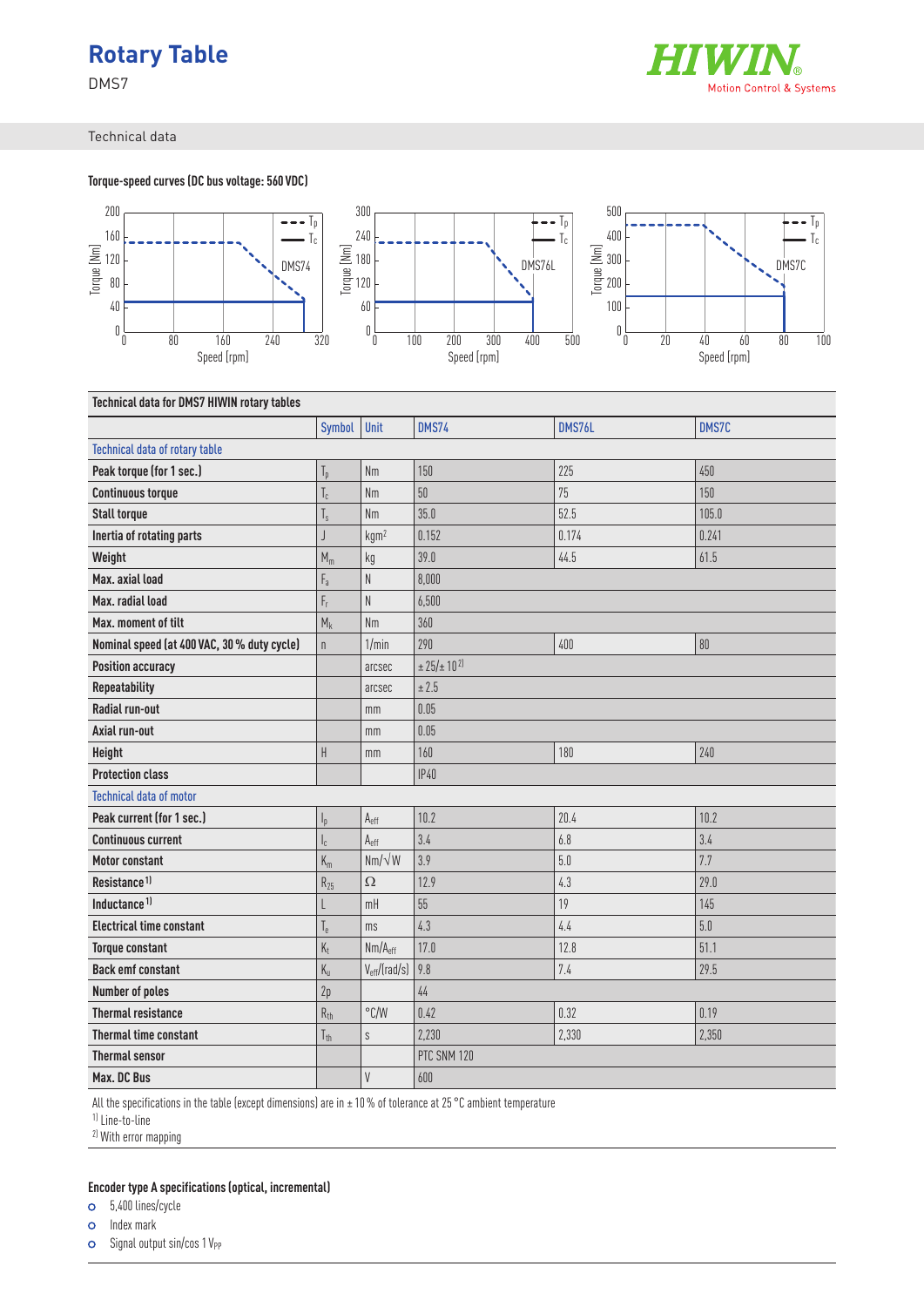# Rotary Table

DMS7

Technical data

### Torque-speed curves (DC bus voltage: 560 VDC)

Torque [Nm]
200
160
120
80
40
0
0 80 160 240 320
Speed [rpm]
$T_p$
$T_c$
DMS74

Torque [Nm]
300
240
180
120
60
0
0 100 200 300 400 500
Speed [rpm]
$T_p$
$T_c$
DMS76L

Torque [Nm]
500
400
300
200
100
0
0 20 40 60 80 100
Speed [rpm]
$T_p$
$T_c$
DMS7C

| Technical data for DMS7 HIWIN rotary tables | | | | | |
|---|---|---|---|---|---|
| | Symbol | Unit | DMS74 | DMS76L | DMS7C |
| **Technical data of rotary table** | | | | | |
| **Peak torque (for 1 sec.)** | $T_p$ | Nm | 150 | 225 | 450 |
| **Continuous torque** | $T_c$ | Nm | 50 | 75 | 150 |
| **Stall torque** | $T_s$ | Nm | 35.0 | 52.5 | 105.0 |
| **Inertia of rotating parts** | J | $kgm^2$ | 0.152 | 0.174 | 0.241 |
| **Weight** | $M_m$ | kg | 39.0 | 44.5 | 61.5 |
| **Max. axial load** | $F_a$ | N | 8,000 | | |
| **Max. radial load** | $F_r$ | N | 6,500 | | |
| **Max. moment of tilt** | $M_k$ | Nm | 360 | | |
| **Nominal speed (at 400 VAC, 30 % duty cycle)** | n | 1/min | 290 | 400 | 80 |
| **Position accuracy** | | arcsec | ± 25/± 10 [2] | | |
| **Repeatability** | | arcsec | ± 2.5 | | |
| **Radial run-out** | | mm | 0.05 | | |
| **Axial run-out** | | mm | 0.05 | | |
| **Height** | H | mm | 160 | 180 | 240 |
| **Protection class** | | | IP40 | | |
| **Technical data of motor** | | | | | |
| **Peak current (for 1 sec.)** | $I_p$ | $A_{eff}$ | 10.2 | 20.4 | 10.2 |
| **Continuous current** | $I_c$ | $A_{eff}$ | 3.4 | 6.8 | 3.4 |
| **Motor constant** | $K_m$ | $Nm/\sqrt{W}$ | 3.9 | 5.0 | 7.7 |
| **Resistance** [1] | $R_{25}$ | Ω | 12.9 | 4.3 | 29.0 |
| **Inductance** [1] | L | mH | 55 | 19 | 145 |
| **Electrical time constant** | $T_e$ | ms | 4.3 | 4.4 | 5.0 |
| **Torque constant** | $K_t$ | $Nm/A_{eff}$ | 17.0 | 12.8 | 51.1 |
| **Back emf constant** | $K_u$ | $V_{eff}/(rad/s)$ | 9.8 | 7.4 | 29.5 |
| **Number of poles** | 2p | | 44 | | |
| **Thermal resistance** | $R_{th}$ | °C/W | 0.42 | 0.32 | 0.19 |
| **Thermal time constant** | $T_{th}$ | s | 2,230 | 2,330 | 2,350 |
| **Thermal sensor** | | | PTC SNM 120 | | |
| **Max. DC Bus** | | V | 600 | | |

All the specifications in the table (except dimensions) are in ± 10 % of tolerance at 25 °C ambient temperature

[1] Line-to-line

[2] With error mapping

### Encoder type A specifications (optical, incremental)

- 5,400 lines/cycle
- Index mark
- Signal output sin/cos 1 $V_{PP}$